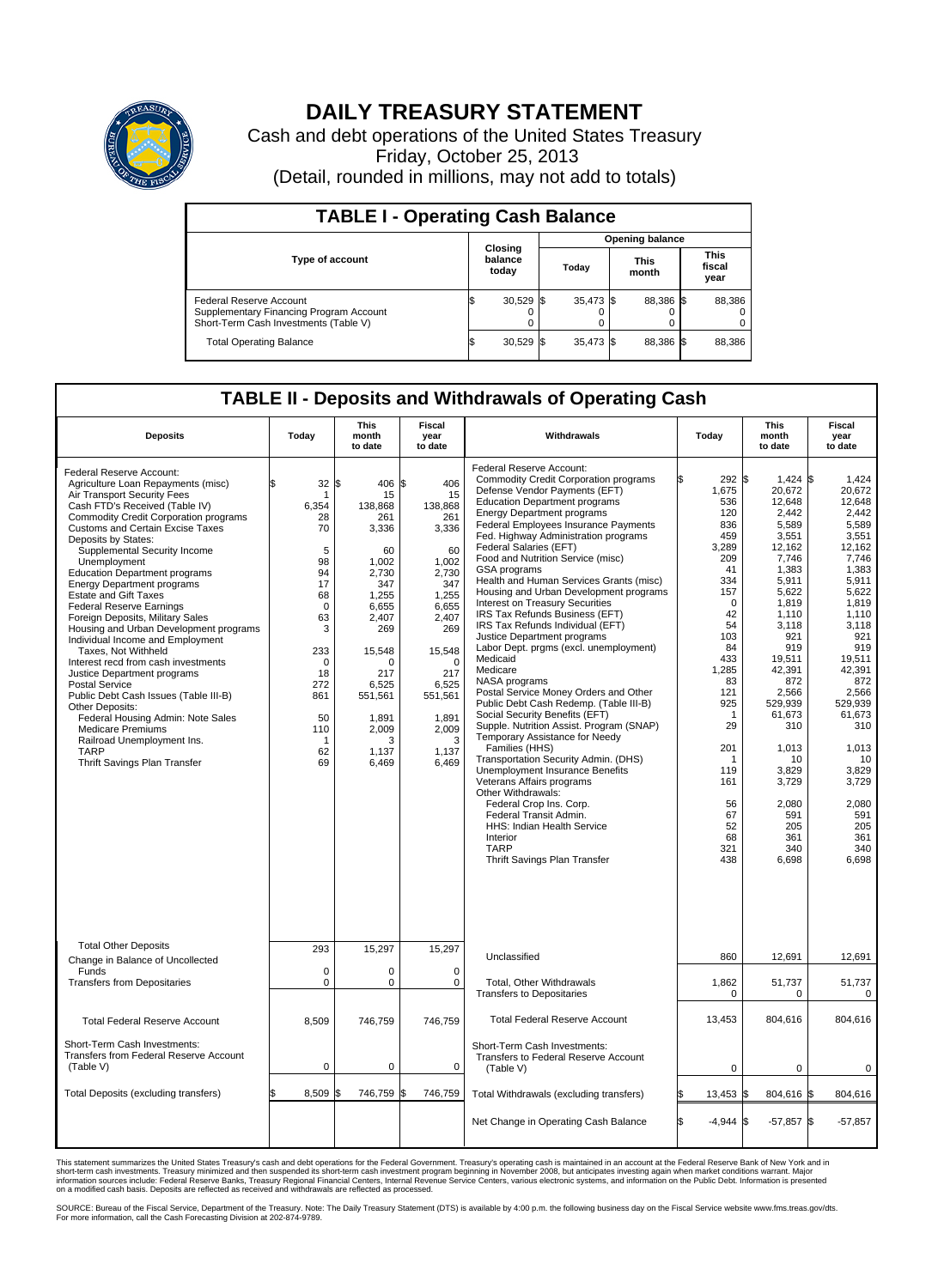# DAILY TREASURY STATEMENT

Cash and debt operations of the United States Treasury

Friday, October 25, 2013

(Detail, rounded in millions, may not add to totals)

| TABLE I - Operating Cash Balance | | | | |
|---|---|---|---|---|
| Type of account | Closing balance today | Opening balance | | |
| | | Today | This month | This fiscal year |
| Federal Reserve Account | $ 30,529 | $ 35,473 | $ 88,386 | $ 88,386 |
| Supplementary Financing Program Account | 0 | 0 | 0 | 0 |
| Short-Term Cash Investments (Table V) | 0 | 0 | 0 | 0 |
| Total Operating Balance | $ 30,529 | $ 35,473 | $ 88,386 | $ 88,386 |

## TABLE II - Deposits and Withdrawals of Operating Cash

| Deposits | Today | This month to date | Fiscal year to date | Withdrawals | Today | This month to date | Fiscal year to date |
|---|---|---|---|---|---|---|---|
| Federal Reserve Account: | | | | Federal Reserve Account: | | | |
| Agriculture Loan Repayments (misc) | $ 32 | $ 406 | $ 406 | Commodity Credit Corporation programs | $ 292 | $ 1,424 | $ 1,424 |
| Air Transport Security Fees | 1 | 15 | 15 | Defense Vendor Payments (EFT) | 1,675 | 20,672 | 20,672 |
| Cash FTD's Received (Table IV) | 6,354 | 138,868 | 138,868 | Education Department programs | 536 | 12,648 | 12,648 |
| Commodity Credit Corporation programs | 28 | 261 | 261 | Energy Department programs | 120 | 2,442 | 2,442 |
| Customs and Certain Excise Taxes | 70 | 3,336 | 3,336 | Federal Employees Insurance Payments | 836 | 5,589 | 5,589 |
| Deposits by States: | | | | Fed. Highway Administration programs | 459 | 3,551 | 3,551 |
| Supplemental Security Income | 5 | 60 | 60 | Federal Salaries (EFT) | 3,289 | 12,162 | 12,162 |
| Unemployment | 98 | 1,002 | 1,002 | Food and Nutrition Service (misc) | 209 | 7,746 | 7,746 |
| Education Department programs | 94 | 2,730 | 2,730 | GSA programs | 41 | 1,383 | 1,383 |
| Energy Department programs | 17 | 347 | 347 | Health and Human Services Grants (misc) | 334 | 5,911 | 5,911 |
| Estate and Gift Taxes | 68 | 1,255 | 1,255 | Housing and Urban Development programs | 157 | 5,622 | 5,622 |
| Federal Reserve Earnings | 0 | 6,655 | 6,655 | Interest on Treasury Securities | 0 | 1,819 | 1,819 |
| Foreign Deposits, Military Sales | 63 | 2,407 | 2,407 | IRS Tax Refunds Business (EFT) | 42 | 1,110 | 1,110 |
| Housing and Urban Development programs | 3 | 269 | 269 | IRS Tax Refunds Individual (EFT) | 54 | 3,118 | 3,118 |
| Individual Income and Employment Taxes, Not Withheld | 233 | 15,548 | 15,548 | Justice Department programs | 103 | 921 | 921 |
| Interest recd from cash investments | 0 | 0 | 0 | Labor Dept. prgms (excl. unemployment) | 84 | 919 | 919 |
| Justice Department programs | 18 | 217 | 217 | Medicaid | 433 | 19,511 | 19,511 |
| Postal Service | 272 | 6,525 | 6,525 | Medicare | 1,285 | 42,391 | 42,391 |
| Public Debt Cash Issues (Table III-B) | 861 | 551,561 | 551,561 | NASA programs | 83 | 872 | 872 |
| Other Deposits: | | | | Postal Service Money Orders and Other | 121 | 2,566 | 2,566 |
| Federal Housing Admin: Note Sales | 50 | 1,891 | 1,891 | Public Debt Cash Redemp. (Table III-B) | 925 | 529,939 | 529,939 |
| Medicare Premiums | 110 | 2,009 | 2,009 | Social Security Benefits (EFT) | 1 | 61,673 | 61,673 |
| Railroad Unemployment Ins. | 1 | 3 | 3 | Supple. Nutrition Assist. Program (SNAP) | 29 | 310 | 310 |
| TARP | 62 | 1,137 | 1,137 | Temporary Assistance for Needy Families (HHS) | 201 | 1,013 | 1,013 |
| Thrift Savings Plan Transfer | 69 | 6,469 | 6,469 | Transportation Security Admin. (DHS) | 1 | 10 | 10 |
| | | | | Unemployment Insurance Benefits | 119 | 3,829 | 3,829 |
| | | | | Veterans Affairs programs | 161 | 3,729 | 3,729 |
| | | | | Other Withdrawals: | | | |
| | | | | Federal Crop Ins. Corp. | 56 | 2,080 | 2,080 |
| | | | | Federal Transit Admin. | 67 | 591 | 591 |
| | | | | HHS: Indian Health Service | 52 | 205 | 205 |
| | | | | Interior | 68 | 361 | 361 |
| | | | | TARP | 321 | 340 | 340 |
| | | | | Thrift Savings Plan Transfer | 438 | 6,698 | 6,698 |
| Total Other Deposits | 293 | 15,297 | 15,297 | Unclassified | 860 | 12,691 | 12,691 |
| Change in Balance of Uncollected Funds | 0 | 0 | 0 | | | | |
| Transfers from Depositaries | 0 | 0 | 0 | Total, Other Withdrawals | 1,862 | 51,737 | 51,737 |
| | | | | Transfers to Depositaries | 0 | 0 | 0 |
| Total Federal Reserve Account | 8,509 | 746,759 | 746,759 | Total Federal Reserve Account | 13,453 | 804,616 | 804,616 |
| Short-Term Cash Investments: Transfers from Federal Reserve Account (Table V) | 0 | 0 | 0 | Short-Term Cash Investments: Transfers to Federal Reserve Account (Table V) | 0 | 0 | 0 |
| Total Deposits (excluding transfers) | $ 8,509 | $ 746,759 | $ 746,759 | Total Withdrawals (excluding transfers) | $ 13,453 | $ 804,616 | $ 804,616 |
| | | | | Net Change in Operating Cash Balance | $ -4,944 | $ -57,857 | $ -57,857 |

This statement summarizes the United States Treasury's cash and debt operations for the Federal Government. Treasury's operating cash is maintained in an account at the Federal Reserve Bank of New York and in short-term cash investments. Treasury minimized and then suspended its short-term cash investment program beginning in November 2008, but anticipates investing again when market conditions warrant. Major information sources include: Federal Reserve Banks, Treasury Regional Financial Centers, Internal Revenue Service Centers, various electronic systems, and information on the Public Debt. Information is presented on a modified cash basis. Deposits are reflected as received and withdrawals are reflected as processed.

SOURCE: Bureau of the Fiscal Service, Department of the Treasury. Note: The Daily Treasury Statement (DTS) is available by 4:00 p.m. the following business day on the Fiscal Service website www.fms.treas.gov/dts. For more information, call the Cash Forecasting Division at 202-874-9789.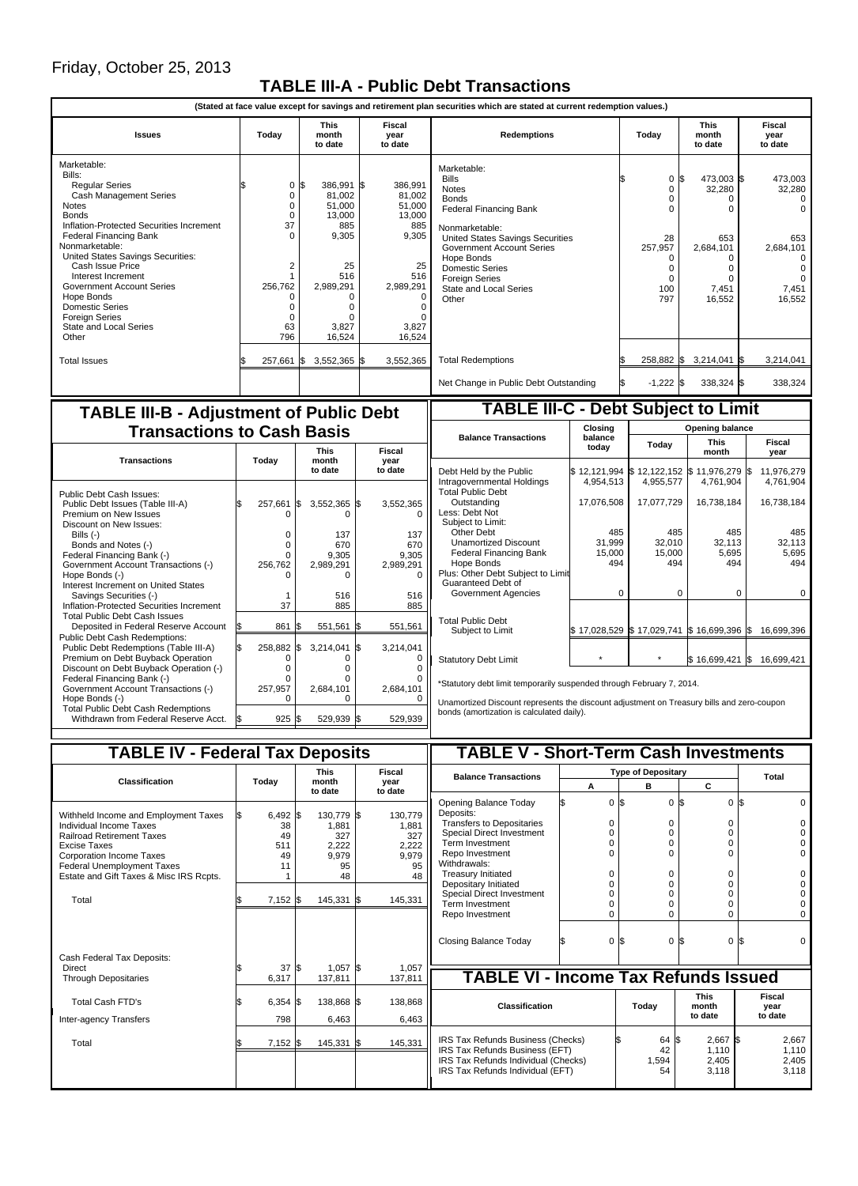Friday, October 25, 2013

# TABLE III-A - Public Debt Transactions

(Stated at face value except for savings and retirement plan securities which are stated at current redemption values.)

| Issues | Today | This month to date | Fiscal year to date |
|---|---|---|---|
| Marketable: | | | |
| Bills: | | | |
| Regular Series | $ 0 | $ 386,991 | $ 386,991 |
| Cash Management Series | 0 | 81,002 | 81,002 |
| Notes | 0 | 51,000 | 51,000 |
| Bonds | 0 | 13,000 | 13,000 |
| Inflation-Protected Securities Increment | 37 | 885 | 885 |
| Federal Financing Bank | 0 | 9,305 | 9,305 |
| Nonmarketable: | | | |
| United States Savings Securities: | | | |
| Cash Issue Price | 2 | 25 | 25 |
| Interest Increment | 1 | 516 | 516 |
| Government Account Series | 256,762 | 2,989,291 | 2,989,291 |
| Hope Bonds | 0 | 0 | 0 |
| Domestic Series | 0 | 0 | 0 |
| Foreign Series | 0 | 0 | 0 |
| State and Local Series | 63 | 3,827 | 3,827 |
| Other | 796 | 16,524 | 16,524 |
| Total Issues | $ 257,661 | $ 3,552,365 | $ 3,552,365 |

| Redemptions | Today | This month to date | Fiscal year to date |
|---|---|---|---|
| Marketable: | | | |
| Bills | $ 0 | $ 473,003 | $ 473,003 |
| Notes | 0 | 32,280 | 32,280 |
| Bonds | 0 | 0 | 0 |
| Federal Financing Bank | 0 | 0 | 0 |
| Nonmarketable: | | | |
| United States Savings Securities | 28 | 653 | 653 |
| Government Account Series | 257,957 | 2,684,101 | 2,684,101 |
| Hope Bonds | 0 | 0 | 0 |
| Domestic Series | 0 | 0 | 0 |
| Foreign Series | 0 | 0 | 0 |
| State and Local Series | 100 | 7,451 | 7,451 |
| Other | 797 | 16,552 | 16,552 |
| Total Redemptions | $ 258,882 | $ 3,214,041 | $ 3,214,041 |
| Net Change in Public Debt Outstanding | $ -1,222 | $ 338,324 | $ 338,324 |

# TABLE III-B - Adjustment of Public Debt Transactions to Cash Basis

| Transactions | Today | This month to date | Fiscal year to date |
|---|---|---|---|
| Public Debt Cash Issues: | | | |
| Public Debt Issues (Table III-A) | $ 257,661 | $ 3,552,365 | $ 3,552,365 |
| Premium on New Issues | 0 | 0 | 0 |
| Discount on New Issues: | | | |
| Bills (-) | 0 | 137 | 137 |
| Bonds and Notes (-) | 0 | 670 | 670 |
| Federal Financing Bank (-) | 0 | 9,305 | 9,305 |
| Government Account Transactions (-) | 256,762 | 2,989,291 | 2,989,291 |
| Hope Bonds (-) | 0 | 0 | 0 |
| Interest Increment on United States Savings Securities (-) | 1 | 516 | 516 |
| Inflation-Protected Securities Increment | 37 | 885 | 885 |
| Total Public Debt Cash Issues Deposited in Federal Reserve Account | $ 861 | $ 551,561 | $ 551,561 |
| Public Debt Cash Redemptions: | | | |
| Public Debt Redemptions (Table III-A) | $ 258,882 | $ 3,214,041 | $ 3,214,041 |
| Premium on Debt Buyback Operation | 0 | 0 | 0 |
| Discount on Debt Buyback Operation (-) | 0 | 0 | 0 |
| Federal Financing Bank (-) | 0 | 0 | 0 |
| Government Account Transactions (-) | 257,957 | 2,684,101 | 2,684,101 |
| Hope Bonds (-) | 0 | 0 | 0 |
| Total Public Debt Cash Redemptions Withdrawn from Federal Reserve Acct. | $ 925 | $ 529,939 | $ 529,939 |

# TABLE III-C - Debt Subject to Limit

| Balance Transactions | Closing balance today | Opening balance Today | Opening balance This month | Opening balance Fiscal year |
|---|---|---|---|---|
| Debt Held by the Public | $ 12,121,994 | $ 12,122,152 | $ 11,976,279 | $ 11,976,279 |
| Intragovernmental Holdings | 4,954,513 | 4,955,577 | 4,761,904 | 4,761,904 |
| Total Public Debt Outstanding | 17,076,508 | 17,077,729 | 16,738,184 | 16,738,184 |
| Less: Debt Not Subject to Limit: | | | | |
| Other Debt | 485 | 485 | 485 | 485 |
| Unamortized Discount | 31,999 | 32,010 | 32,113 | 32,113 |
| Federal Financing Bank | 15,000 | 15,000 | 5,695 | 5,695 |
| Hope Bonds | 494 | 494 | 494 | 494 |
| Plus: Other Debt Subject to Limit | | | | |
| Guaranteed Debt of Government Agencies | 0 | 0 | 0 | 0 |
| Total Public Debt Subject to Limit | $ 17,028,529 | $ 17,029,741 | $ 16,699,396 | $ 16,699,396 |
| Statutory Debt Limit | * | * | $ 16,699,421 | $ 16,699,421 |

*Statutory debt limit temporarily suspended through February 7, 2014.

Unamortized Discount represents the discount adjustment on Treasury bills and zero-coupon bonds (amortization is calculated daily).

# TABLE IV - Federal Tax Deposits

| Classification | Today | This month to date | Fiscal year to date |
|---|---|---|---|
| Withheld Income and Employment Taxes | $ 6,492 | $ 130,779 | $ 130,779 |
| Individual Income Taxes | 38 | 1,881 | 1,881 |
| Railroad Retirement Taxes | 49 | 327 | 327 |
| Excise Taxes | 511 | 2,222 | 2,222 |
| Corporation Income Taxes | 49 | 9,979 | 9,979 |
| Federal Unemployment Taxes | 11 | 95 | 95 |
| Estate and Gift Taxes & Misc IRS Rcpts. | 1 | 48 | 48 |
| Total | $ 7,152 | $ 145,331 | $ 145,331 |
| Cash Federal Tax Deposits: | | | |
| Direct | $ 37 | $ 1,057 | $ 1,057 |
| Through Depositaries | 6,317 | 137,811 | 137,811 |
| Total Cash FTD's | $ 6,354 | $ 138,868 | $ 138,868 |
| Inter-agency Transfers | 798 | 6,463 | 6,463 |
| Total | $ 7,152 | $ 145,331 | $ 145,331 |

# TABLE V - Short-Term Cash Investments

| Balance Transactions | Type of Depositary A | B | C | Total |
|---|---|---|---|---|
| Opening Balance Today | $ 0 | $ 0 | $ 0 | $ 0 |
| Deposits: | | | | |
| Transfers to Depositaries | 0 | 0 | 0 | 0 |
| Special Direct Investment | 0 | 0 | 0 | 0 |
| Term Investment | 0 | 0 | 0 | 0 |
| Repo Investment | 0 | 0 | 0 | 0 |
| Withdrawals: | | | | |
| Treasury Initiated | 0 | 0 | 0 | 0 |
| Depositary Initiated | 0 | 0 | 0 | 0 |
| Special Direct Investment | 0 | 0 | 0 | 0 |
| Term Investment | 0 | 0 | 0 | 0 |
| Repo Investment | 0 | 0 | 0 | 0 |
| Closing Balance Today | $ 0 | $ 0 | $ 0 | $ 0 |

# TABLE VI - Income Tax Refunds Issued

| Classification | Today | This month to date | Fiscal year to date |
|---|---|---|---|
| IRS Tax Refunds Business (Checks) | $ 64 | $ 2,667 | $ 2,667 |
| IRS Tax Refunds Business (EFT) | 42 | 1,110 | 1,110 |
| IRS Tax Refunds Individual (Checks) | 1,594 | 2,405 | 2,405 |
| IRS Tax Refunds Individual (EFT) | 54 | 3,118 | 3,118 |